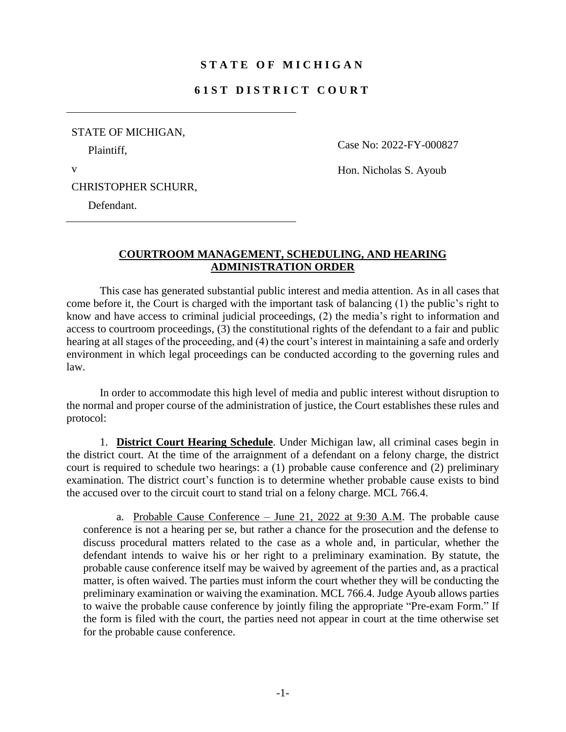**STATE OF MICHIGAN**

**61ST DISTRICT COURT**

| | |
|---|---|
| STATE OF MICHIGAN,<br>Plaintiff,<br><br>v<br><br>CHRISTOPHER SCHURR,<br>Defendant. | Case No: 2022-FY-000827<br><br>Hon. Nicholas S. Ayoub |

## COURTROOM MANAGEMENT, SCHEDULING, AND HEARING ADMINISTRATION ORDER

This case has generated substantial public interest and media attention. As in all cases that come before it, the Court is charged with the important task of balancing (1) the public's right to know and have access to criminal judicial proceedings, (2) the media's right to information and access to courtroom proceedings, (3) the constitutional rights of the defendant to a fair and public hearing at all stages of the proceeding, and (4) the court's interest in maintaining a safe and orderly environment in which legal proceedings can be conducted according to the governing rules and law.

In order to accommodate this high level of media and public interest without disruption to the normal and proper course of the administration of justice, the Court establishes these rules and protocol:

1. **District Court Hearing Schedule**. Under Michigan law, all criminal cases begin in the district court. At the time of the arraignment of a defendant on a felony charge, the district court is required to schedule two hearings: a (1) probable cause conference and (2) preliminary examination. The district court's function is to determine whether probable cause exists to bind the accused over to the circuit court to stand trial on a felony charge. MCL 766.4.

   a. Probable Cause Conference – June 21, 2022 at 9:30 A.M. The probable cause conference is not a hearing per se, but rather a chance for the prosecution and the defense to discuss procedural matters related to the case as a whole and, in particular, whether the defendant intends to waive his or her right to a preliminary examination. By statute, the probable cause conference itself may be waived by agreement of the parties and, as a practical matter, is often waived. The parties must inform the court whether they will be conducting the preliminary examination or waiving the examination. MCL 766.4. Judge Ayoub allows parties to waive the probable cause conference by jointly filing the appropriate "Pre-exam Form." If the form is filed with the court, the parties need not appear in court at the time otherwise set for the probable cause conference.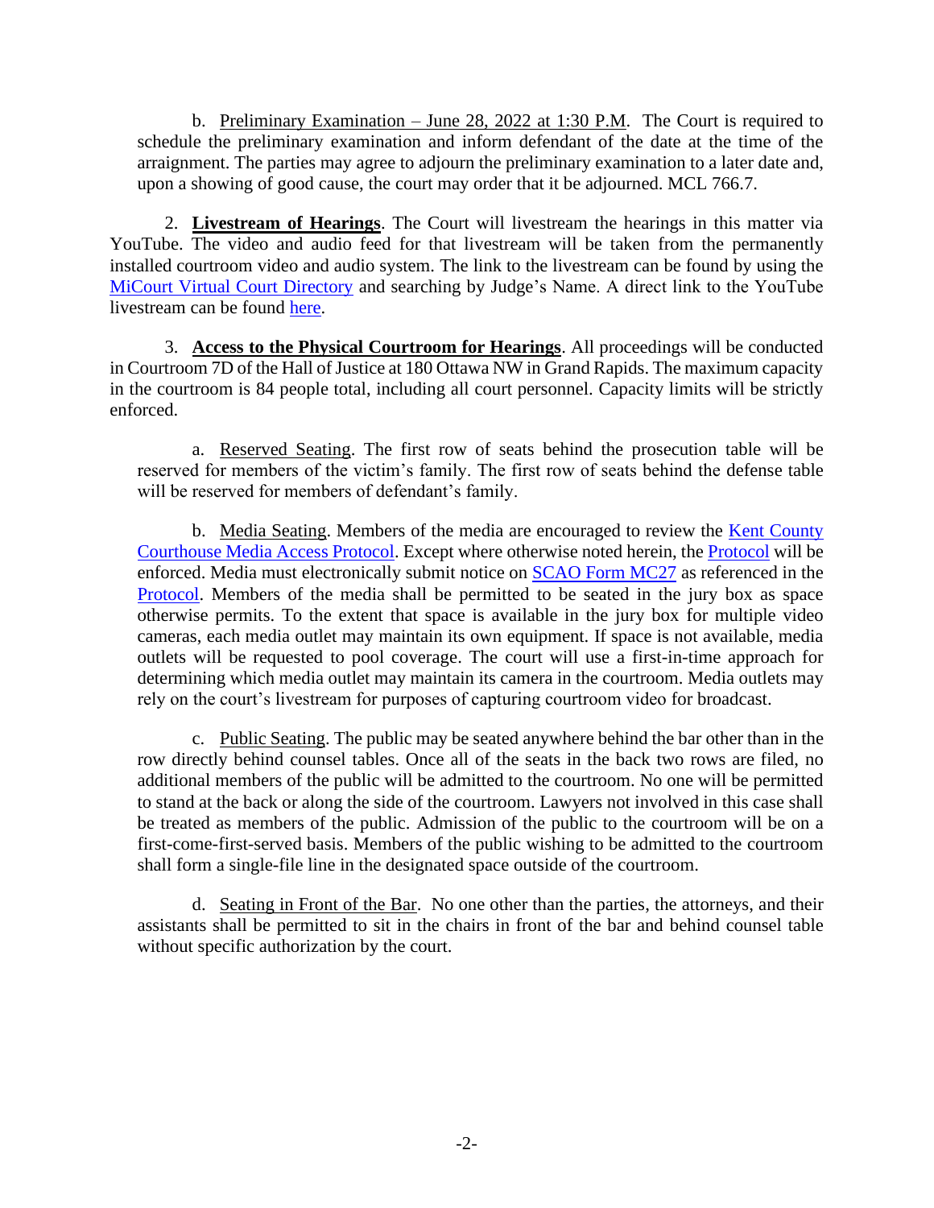b. Preliminary Examination – June 28, 2022 at 1:30 P.M. The Court is required to schedule the preliminary examination and inform defendant of the date at the time of the arraignment. The parties may agree to adjourn the preliminary examination to a later date and, upon a showing of good cause, the court may order that it be adjourned. MCL 766.7.

2. **Livestream of Hearings**. The Court will livestream the hearings in this matter via YouTube. The video and audio feed for that livestream will be taken from the permanently installed courtroom video and audio system. The link to the livestream can be found by using the MiCourt Virtual Court Directory and searching by Judge's Name. A direct link to the YouTube livestream can be found here.

3. **Access to the Physical Courtroom for Hearings**. All proceedings will be conducted in Courtroom 7D of the Hall of Justice at 180 Ottawa NW in Grand Rapids. The maximum capacity in the courtroom is 84 people total, including all court personnel. Capacity limits will be strictly enforced.

a. Reserved Seating. The first row of seats behind the prosecution table will be reserved for members of the victim's family. The first row of seats behind the defense table will be reserved for members of defendant's family.

b. Media Seating. Members of the media are encouraged to review the Kent County Courthouse Media Access Protocol. Except where otherwise noted herein, the Protocol will be enforced. Media must electronically submit notice on SCAO Form MC27 as referenced in the Protocol. Members of the media shall be permitted to be seated in the jury box as space otherwise permits. To the extent that space is available in the jury box for multiple video cameras, each media outlet may maintain its own equipment. If space is not available, media outlets will be requested to pool coverage. The court will use a first-in-time approach for determining which media outlet may maintain its camera in the courtroom. Media outlets may rely on the court's livestream for purposes of capturing courtroom video for broadcast.

c. Public Seating. The public may be seated anywhere behind the bar other than in the row directly behind counsel tables. Once all of the seats in the back two rows are filed, no additional members of the public will be admitted to the courtroom. No one will be permitted to stand at the back or along the side of the courtroom. Lawyers not involved in this case shall be treated as members of the public. Admission of the public to the courtroom will be on a first-come-first-served basis. Members of the public wishing to be admitted to the courtroom shall form a single-file line in the designated space outside of the courtroom.

d. Seating in Front of the Bar. No one other than the parties, the attorneys, and their assistants shall be permitted to sit in the chairs in front of the bar and behind counsel table without specific authorization by the court.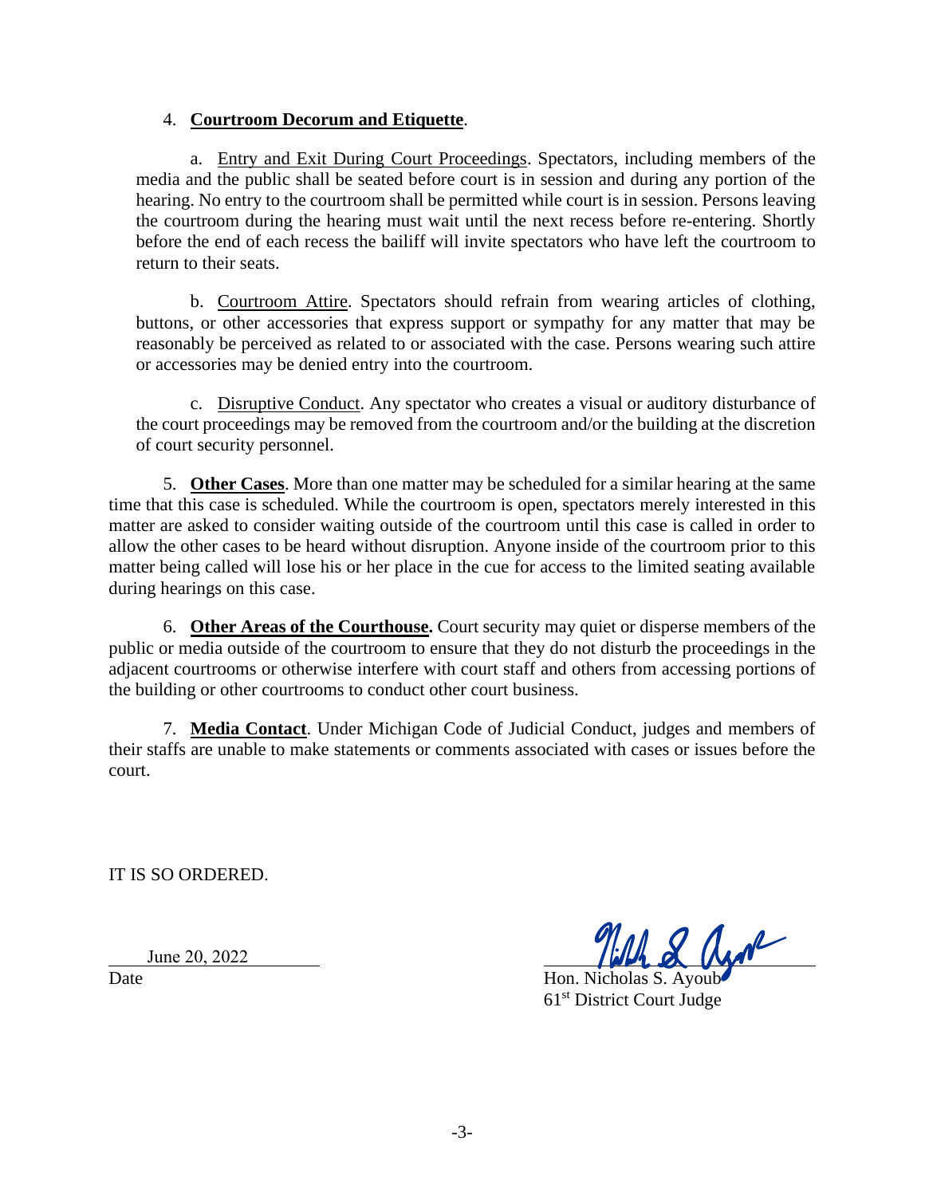4. **Courtroom Decorum and Etiquette**.

a. Entry and Exit During Court Proceedings. Spectators, including members of the media and the public shall be seated before court is in session and during any portion of the hearing. No entry to the courtroom shall be permitted while court is in session. Persons leaving the courtroom during the hearing must wait until the next recess before re-entering. Shortly before the end of each recess the bailiff will invite spectators who have left the courtroom to return to their seats.

b. Courtroom Attire. Spectators should refrain from wearing articles of clothing, buttons, or other accessories that express support or sympathy for any matter that may be reasonably be perceived as related to or associated with the case. Persons wearing such attire or accessories may be denied entry into the courtroom.

c. Disruptive Conduct. Any spectator who creates a visual or auditory disturbance of the court proceedings may be removed from the courtroom and/or the building at the discretion of court security personnel.

5. **Other Cases**. More than one matter may be scheduled for a similar hearing at the same time that this case is scheduled. While the courtroom is open, spectators merely interested in this matter are asked to consider waiting outside of the courtroom until this case is called in order to allow the other cases to be heard without disruption. Anyone inside of the courtroom prior to this matter being called will lose his or her place in the cue for access to the limited seating available during hearings on this case.

6. **Other Areas of the Courthouse.** Court security may quiet or disperse members of the public or media outside of the courtroom to ensure that they do not disturb the proceedings in the adjacent courtrooms or otherwise interfere with court staff and others from accessing portions of the building or other courtrooms to conduct other court business.

7. **Media Contact**. Under Michigan Code of Judicial Conduct, judges and members of their staffs are unable to make statements or comments associated with cases or issues before the court.

IT IS SO ORDERED.

June 20, 2022
Date

Hon. Nicholas S. Ayoub
61st District Court Judge